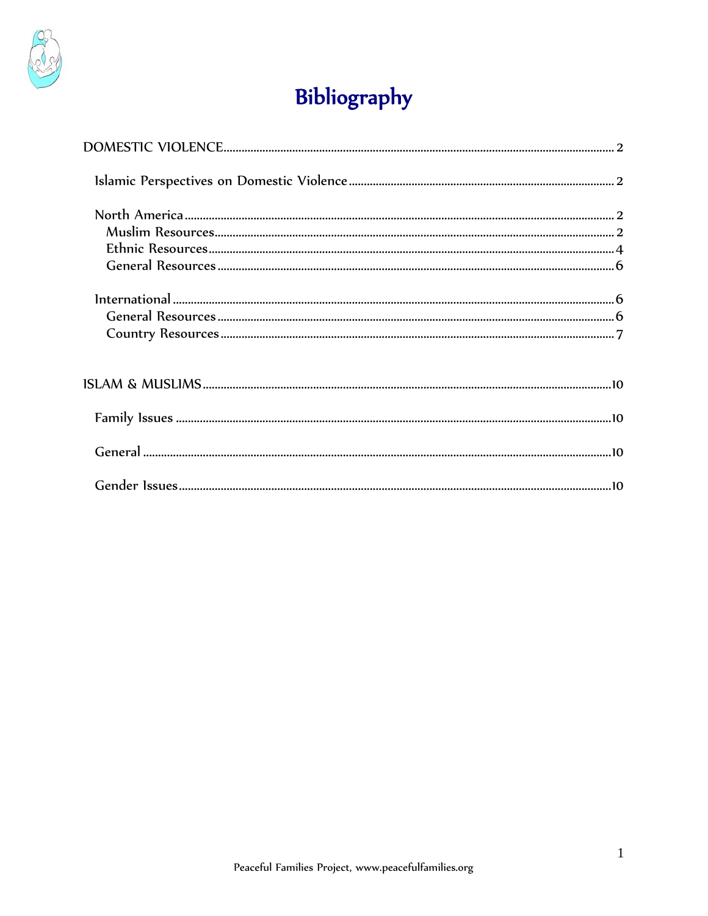# Bibliography

DOMESTIC VIOLENCE ........ 2

- Islamic Perspectives on Domestic Violence ........ 2
- North America ........ 2
  - Muslim Resources ........ 2
  - Ethnic Resources ........ 4
  - General Resources ........ 6
- International ........ 6
  - General Resources ........ 6
  - Country Resources ........ 7

ISLAM & MUSLIMS ........ 10

- Family Issues ........ 10
- General ........ 10
- Gender Issues ........ 10

Peaceful Families Project, www.peacefulfamilies.org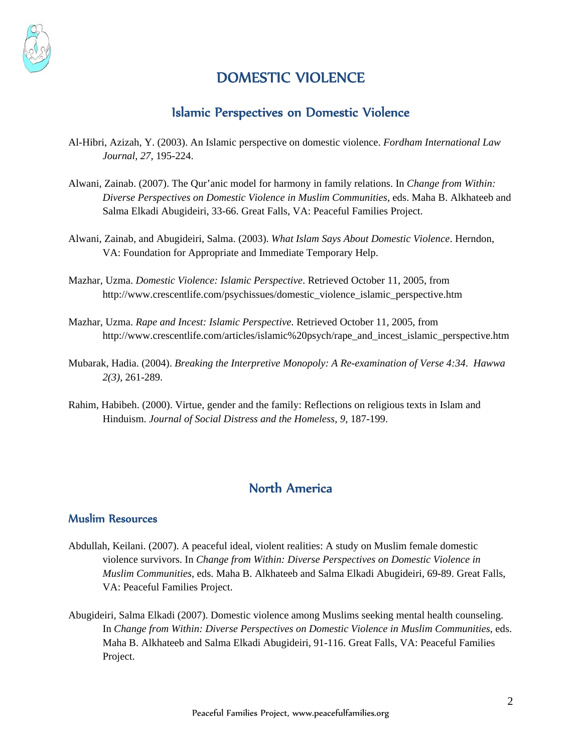# DOMESTIC VIOLENCE

## Islamic Perspectives on Domestic Violence

Al-Hibri, Azizah, Y. (2003). An Islamic perspective on domestic violence. *Fordham International Law Journal*, *27*, 195-224.

Alwani, Zainab. (2007). The Qur'anic model for harmony in family relations. In *Change from Within: Diverse Perspectives on Domestic Violence in Muslim Communities*, eds. Maha B. Alkhateeb and Salma Elkadi Abugideiri, 33-66. Great Falls, VA: Peaceful Families Project.

Alwani, Zainab, and Abugideiri, Salma. (2003). *What Islam Says About Domestic Violence*. Herndon, VA: Foundation for Appropriate and Immediate Temporary Help.

Mazhar, Uzma. *Domestic Violence: Islamic Perspective*. Retrieved October 11, 2005, from http://www.crescentlife.com/psychissues/domestic_violence_islamic_perspective.htm

Mazhar, Uzma. *Rape and Incest: Islamic Perspective*. Retrieved October 11, 2005, from http://www.crescentlife.com/articles/islamic%20psych/rape_and_incest_islamic_perspective.htm

Mubarak, Hadia. (2004). *Breaking the Interpretive Monopoly: A Re-examination of Verse 4:34. Hawwa 2(3)*, 261-289.

Rahim, Habibeh. (2000). Virtue, gender and the family: Reflections on religious texts in Islam and Hinduism. *Journal of Social Distress and the Homeless*, *9*, 187-199.

## North America

### Muslim Resources

Abdullah, Keilani. (2007). A peaceful ideal, violent realities: A study on Muslim female domestic violence survivors. In *Change from Within: Diverse Perspectives on Domestic Violence in Muslim Communities*, eds. Maha B. Alkhateeb and Salma Elkadi Abugideiri, 69-89. Great Falls, VA: Peaceful Families Project.

Abugideiri, Salma Elkadi (2007). Domestic violence among Muslims seeking mental health counseling. In *Change from Within: Diverse Perspectives on Domestic Violence in Muslim Communities*, eds. Maha B. Alkhateeb and Salma Elkadi Abugideiri, 91-116. Great Falls, VA: Peaceful Families Project.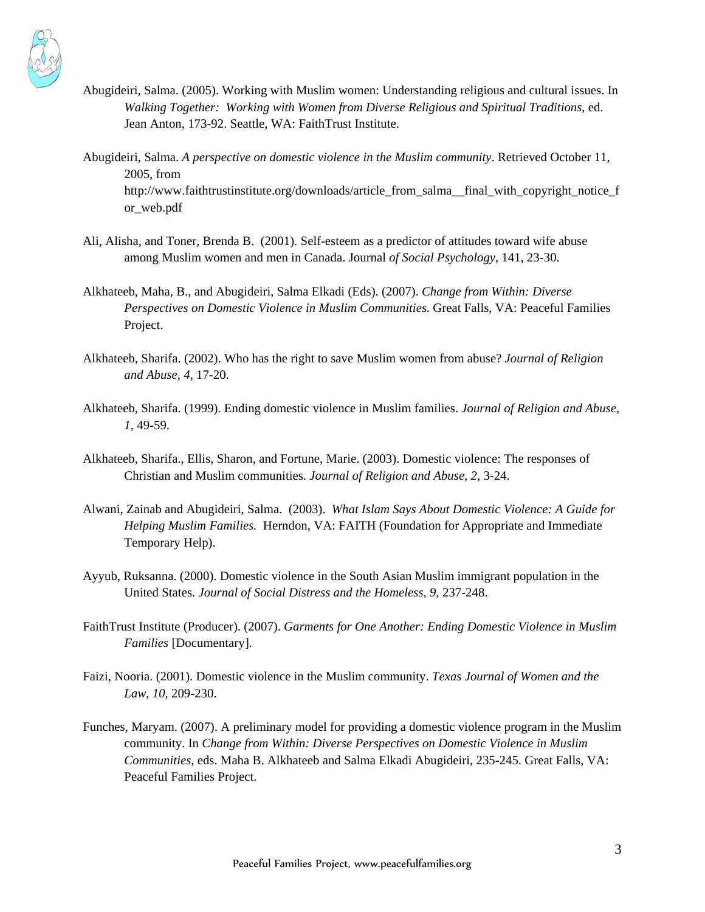Abugideiri, Salma. (2005). Working with Muslim women: Understanding religious and cultural issues. In *Walking Together: Working with Women from Diverse Religious and Spiritual Traditions*, ed. Jean Anton, 173-92. Seattle, WA: FaithTrust Institute.

Abugideiri, Salma. *A perspective on domestic violence in the Muslim community*. Retrieved October 11, 2005, from http://www.faithtrustinstitute.org/downloads/article_from_salma__final_with_copyright_notice_for_web.pdf

Ali, Alisha, and Toner, Brenda B. (2001). Self-esteem as a predictor of attitudes toward wife abuse among Muslim women and men in Canada. Journal *of Social Psychology*, 141, 23-30.

Alkhateeb, Maha, B., and Abugideiri, Salma Elkadi (Eds). (2007). *Change from Within: Diverse Perspectives on Domestic Violence in Muslim Communities.* Great Falls, VA: Peaceful Families Project.

Alkhateeb, Sharifa. (2002). Who has the right to save Muslim women from abuse? *Journal of Religion and Abuse*, *4*, 17-20.

Alkhateeb, Sharifa. (1999). Ending domestic violence in Muslim families. *Journal of Religion and Abuse*, *1*, 49-59.

Alkhateeb, Sharifa., Ellis, Sharon, and Fortune, Marie. (2003). Domestic violence: The responses of Christian and Muslim communities. *Journal of Religion and Abuse*, *2*, 3-24.

Alwani, Zainab and Abugideiri, Salma. (2003). *What Islam Says About Domestic Violence: A Guide for Helping Muslim Families.* Herndon, VA: FAITH (Foundation for Appropriate and Immediate Temporary Help).

Ayyub, Ruksanna. (2000). Domestic violence in the South Asian Muslim immigrant population in the United States. *Journal of Social Distress and the Homeless*, *9*, 237-248.

FaithTrust Institute (Producer). (2007). *Garments for One Another: Ending Domestic Violence in Muslim Families* [Documentary].

Faizi, Nooria. (2001). Domestic violence in the Muslim community. *Texas Journal of Women and the Law*, *10*, 209-230.

Funches, Maryam. (2007). A preliminary model for providing a domestic violence program in the Muslim community. In *Change from Within: Diverse Perspectives on Domestic Violence in Muslim Communities*, eds. Maha B. Alkhateeb and Salma Elkadi Abugideiri, 235-245. Great Falls, VA: Peaceful Families Project.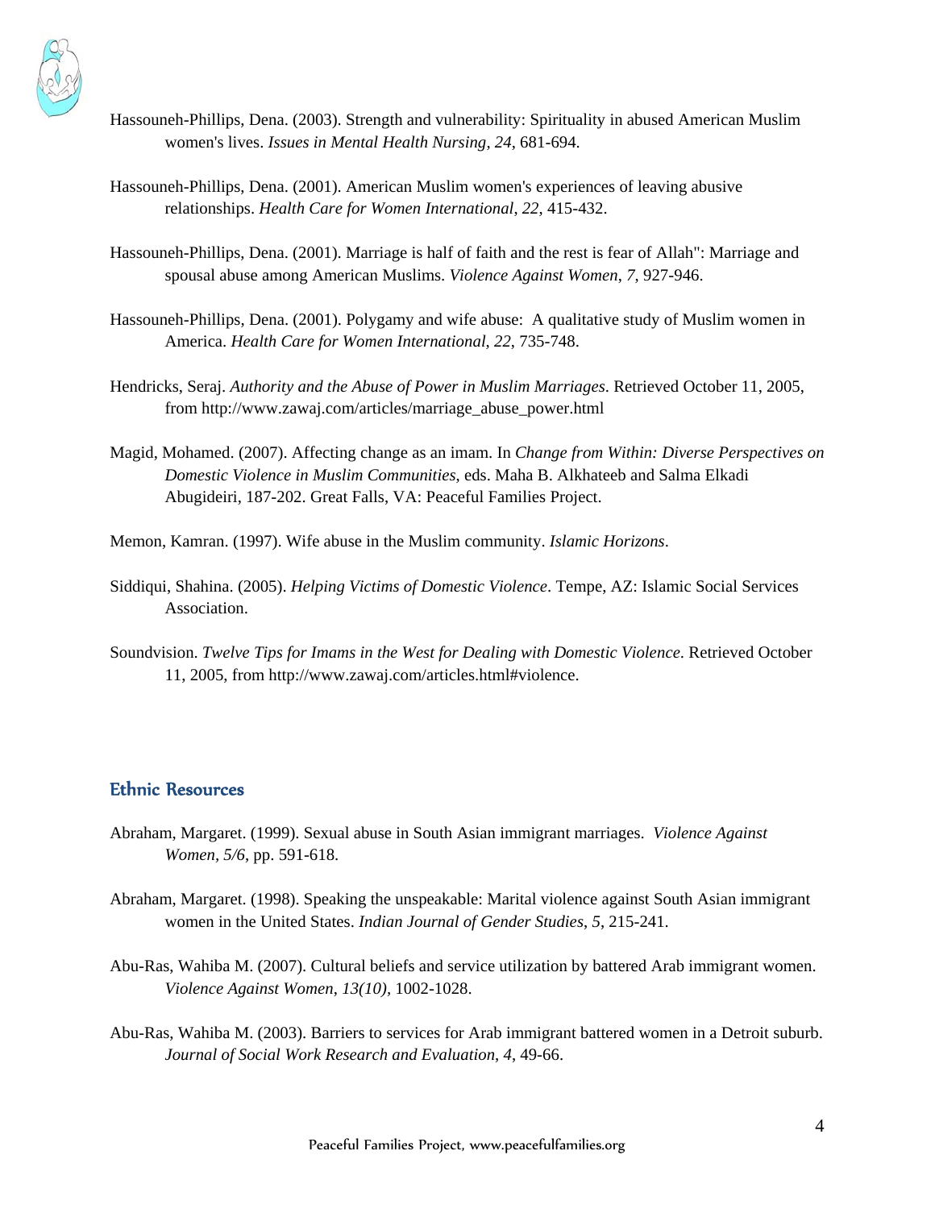Hassouneh-Phillips, Dena. (2003). Strength and vulnerability: Spirituality in abused American Muslim women's lives. *Issues in Mental Health Nursing*, *24*, 681-694.

Hassouneh-Phillips, Dena. (2001). American Muslim women's experiences of leaving abusive relationships. *Health Care for Women International*, *22*, 415-432.

Hassouneh-Phillips, Dena. (2001). Marriage is half of faith and the rest is fear of Allah": Marriage and spousal abuse among American Muslims. *Violence Against Women*, *7*, 927-946.

Hassouneh-Phillips, Dena. (2001). Polygamy and wife abuse: A qualitative study of Muslim women in America. *Health Care for Women International*, *22*, 735-748.

Hendricks, Seraj. *Authority and the Abuse of Power in Muslim Marriages*. Retrieved October 11, 2005, from http://www.zawaj.com/articles/marriage_abuse_power.html

Magid, Mohamed. (2007). Affecting change as an imam. In *Change from Within: Diverse Perspectives on Domestic Violence in Muslim Communities*, eds. Maha B. Alkhateeb and Salma Elkadi Abugideiri, 187-202. Great Falls, VA: Peaceful Families Project.

Memon, Kamran. (1997). Wife abuse in the Muslim community. *Islamic Horizons*.

Siddiqui, Shahina. (2005). *Helping Victims of Domestic Violence*. Tempe, AZ: Islamic Social Services Association.

Soundvision. *Twelve Tips for Imams in the West for Dealing with Domestic Violence*. Retrieved October 11, 2005, from http://www.zawaj.com/articles.html#violence.

## Ethnic Resources

Abraham, Margaret. (1999). Sexual abuse in South Asian immigrant marriages. *Violence Against Women*, *5/6*, pp. 591-618.

Abraham, Margaret. (1998). Speaking the unspeakable: Marital violence against South Asian immigrant women in the United States. *Indian Journal of Gender Studies*, *5*, 215-241.

Abu-Ras, Wahiba M. (2007). Cultural beliefs and service utilization by battered Arab immigrant women. *Violence Against Women*, *13(10)*, 1002-1028.

Abu-Ras, Wahiba M. (2003). Barriers to services for Arab immigrant battered women in a Detroit suburb. *Journal of Social Work Research and Evaluation*, *4*, 49-66.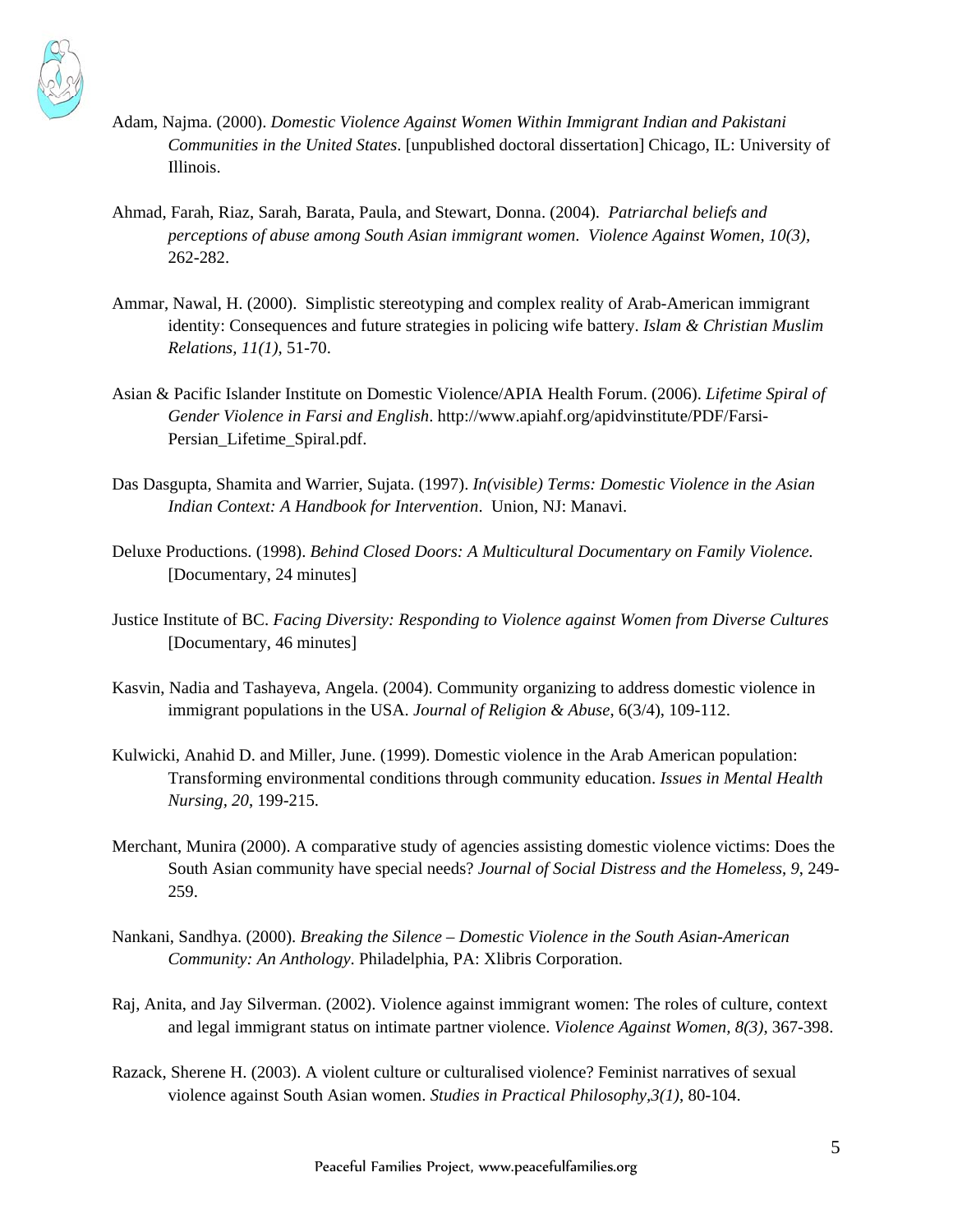Adam, Najma. (2000). *Domestic Violence Against Women Within Immigrant Indian and Pakistani Communities in the United States*. [unpublished doctoral dissertation] Chicago, IL: University of Illinois.

Ahmad, Farah, Riaz, Sarah, Barata, Paula, and Stewart, Donna. (2004). *Patriarchal beliefs and perceptions of abuse among South Asian immigrant women. Violence Against Women, 10(3)*, 262-282.

Ammar, Nawal, H. (2000). Simplistic stereotyping and complex reality of Arab-American immigrant identity: Consequences and future strategies in policing wife battery. *Islam & Christian Muslim Relations, 11(1)*, 51-70.

Asian & Pacific Islander Institute on Domestic Violence/APIA Health Forum. (2006). *Lifetime Spiral of Gender Violence in Farsi and English*. http://www.apiahf.org/apidvinstitute/PDF/Farsi-Persian_Lifetime_Spiral.pdf.

Das Dasgupta, Shamita and Warrier, Sujata. (1997). *In(visible) Terms: Domestic Violence in the Asian Indian Context: A Handbook for Intervention*. Union, NJ: Manavi.

Deluxe Productions. (1998). *Behind Closed Doors: A Multicultural Documentary on Family Violence.* [Documentary, 24 minutes]

Justice Institute of BC. *Facing Diversity: Responding to Violence against Women from Diverse Cultures* [Documentary, 46 minutes]

Kasvin, Nadia and Tashayeva, Angela. (2004). Community organizing to address domestic violence in immigrant populations in the USA. *Journal of Religion & Abuse*, 6(3/4), 109-112.

Kulwicki, Anahid D. and Miller, June. (1999). Domestic violence in the Arab American population: Transforming environmental conditions through community education. *Issues in Mental Health Nursing, 20*, 199-215.

Merchant, Munira (2000). A comparative study of agencies assisting domestic violence victims: Does the South Asian community have special needs? *Journal of Social Distress and the Homeless, 9*, 249-259.

Nankani, Sandhya. (2000). *Breaking the Silence – Domestic Violence in the South Asian-American Community: An Anthology*. Philadelphia, PA: Xlibris Corporation.

Raj, Anita, and Jay Silverman. (2002). Violence against immigrant women: The roles of culture, context and legal immigrant status on intimate partner violence. *Violence Against Women, 8(3)*, 367-398.

Razack, Sherene H. (2003). A violent culture or culturalised violence? Feminist narratives of sexual violence against South Asian women. *Studies in Practical Philosophy,3(1)*, 80-104.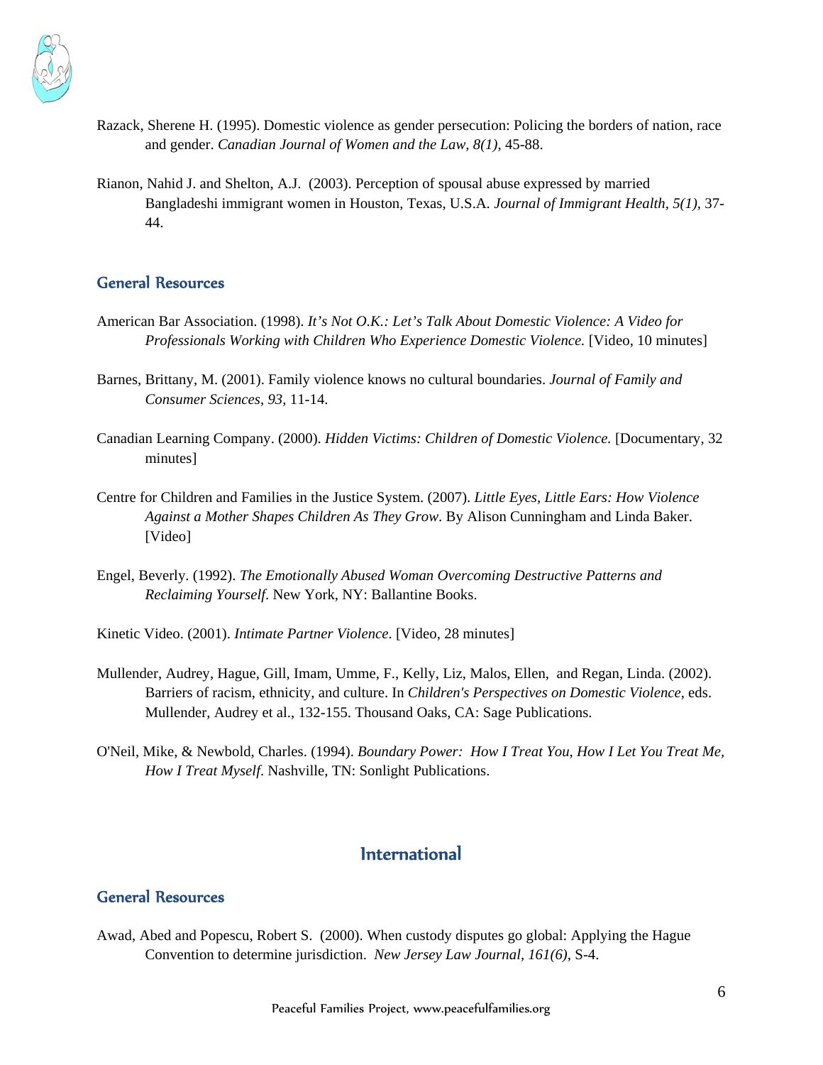Razack, Sherene H. (1995). Domestic violence as gender persecution: Policing the borders of nation, race and gender. *Canadian Journal of Women and the Law, 8(1),* 45-88.

Rianon, Nahid J. and Shelton, A.J. (2003). Perception of spousal abuse expressed by married Bangladeshi immigrant women in Houston, Texas, U.S.A. *Journal of Immigrant Health, 5(1),* 37-44.

### General Resources

American Bar Association. (1998). *It's Not O.K.: Let's Talk About Domestic Violence: A Video for Professionals Working with Children Who Experience Domestic Violence.* [Video, 10 minutes]

Barnes, Brittany, M. (2001). Family violence knows no cultural boundaries. *Journal of Family and Consumer Sciences*, *93*, 11-14.

Canadian Learning Company. (2000). *Hidden Victims: Children of Domestic Violence.* [Documentary, 32 minutes]

Centre for Children and Families in the Justice System. (2007). *Little Eyes, Little Ears: How Violence Against a Mother Shapes Children As They Grow*. By Alison Cunningham and Linda Baker. [Video]

Engel, Beverly. (1992). *The Emotionally Abused Woman Overcoming Destructive Patterns and Reclaiming Yourself*. New York, NY: Ballantine Books.

Kinetic Video. (2001). *Intimate Partner Violence*. [Video, 28 minutes]

Mullender, Audrey, Hague, Gill, Imam, Umme, F., Kelly, Liz, Malos, Ellen, and Regan, Linda. (2002). Barriers of racism, ethnicity, and culture. In *Children's Perspectives on Domestic Violence*, eds. Mullender, Audrey et al., 132-155. Thousand Oaks, CA: Sage Publications.

O'Neil, Mike, & Newbold, Charles. (1994). *Boundary Power: How I Treat You, How I Let You Treat Me, How I Treat Myself*. Nashville, TN: Sonlight Publications.

## International

### General Resources

Awad, Abed and Popescu, Robert S. (2000). When custody disputes go global: Applying the Hague Convention to determine jurisdiction. *New Jersey Law Journal, 161(6),* S-4.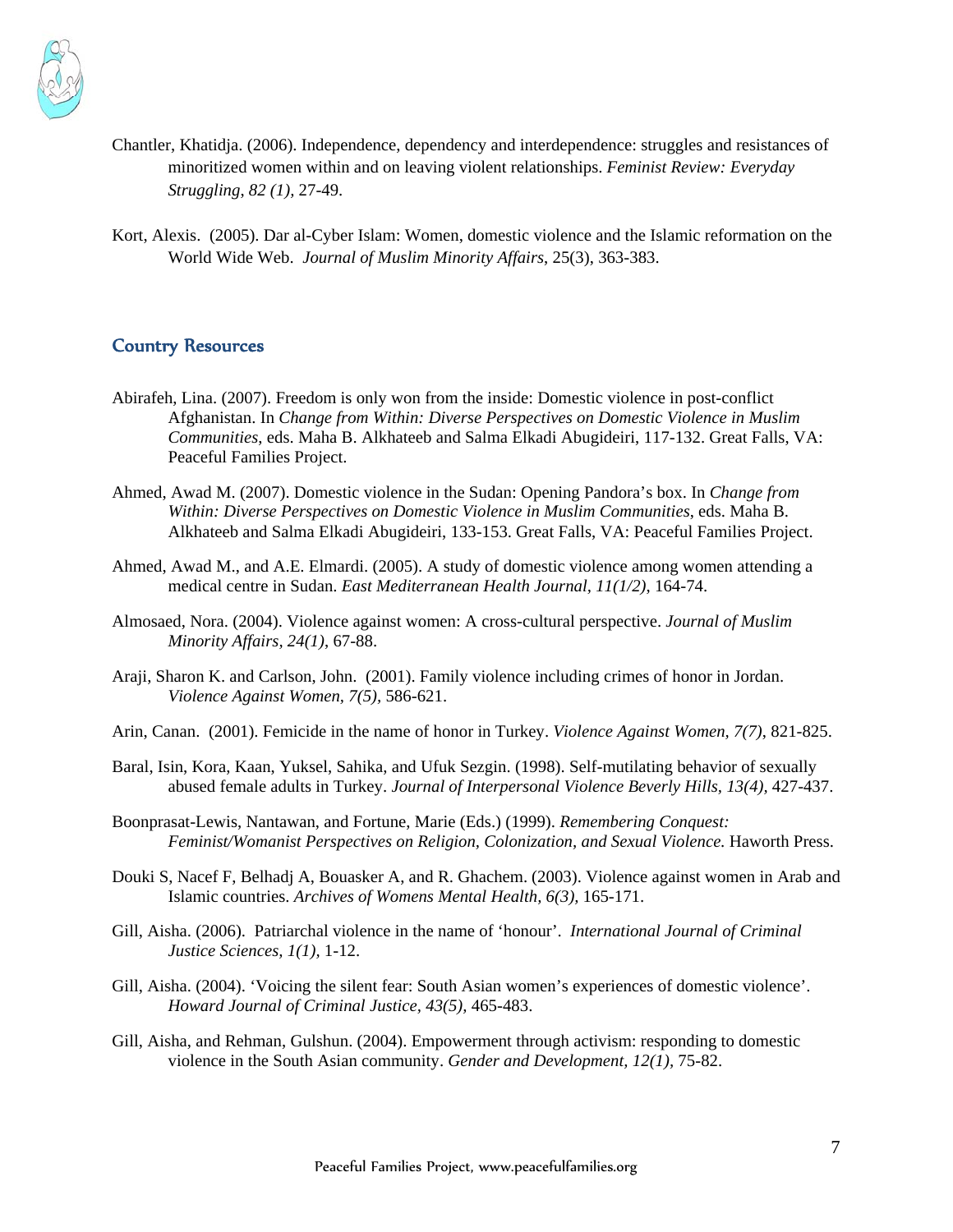Chantler, Khatidja. (2006). Independence, dependency and interdependence: struggles and resistances of minoritized women within and on leaving violent relationships. *Feminist Review: Everyday Struggling, 82 (1),* 27-49.

Kort, Alexis. (2005). Dar al-Cyber Islam: Women, domestic violence and the Islamic reformation on the World Wide Web. *Journal of Muslim Minority Affairs*, 25(3), 363-383.

## Country Resources

Abirafeh, Lina. (2007). Freedom is only won from the inside: Domestic violence in post-conflict Afghanistan. In *Change from Within: Diverse Perspectives on Domestic Violence in Muslim Communities*, eds. Maha B. Alkhateeb and Salma Elkadi Abugideiri, 117-132. Great Falls, VA: Peaceful Families Project.

Ahmed, Awad M. (2007). Domestic violence in the Sudan: Opening Pandora's box. In *Change from Within: Diverse Perspectives on Domestic Violence in Muslim Communities*, eds. Maha B. Alkhateeb and Salma Elkadi Abugideiri, 133-153. Great Falls, VA: Peaceful Families Project.

Ahmed, Awad M., and A.E. Elmardi. (2005). A study of domestic violence among women attending a medical centre in Sudan. *East Mediterranean Health Journal, 11(1/2)*, 164-74.

Almosaed, Nora. (2004). Violence against women: A cross-cultural perspective. *Journal of Muslim Minority Affairs, 24(1)*, 67-88.

Araji, Sharon K. and Carlson, John. (2001). Family violence including crimes of honor in Jordan. *Violence Against Women, 7(5)*, 586-621.

Arin, Canan. (2001). Femicide in the name of honor in Turkey. *Violence Against Women, 7(7)*, 821-825.

Baral, Isin, Kora, Kaan, Yuksel, Sahika, and Ufuk Sezgin. (1998). Self-mutilating behavior of sexually abused female adults in Turkey. *Journal of Interpersonal Violence Beverly Hills, 13(4)*, 427-437.

Boonprasat-Lewis, Nantawan, and Fortune, Marie (Eds.) (1999). *Remembering Conquest: Feminist/Womanist Perspectives on Religion, Colonization, and Sexual Violence.* Haworth Press.

Douki S, Nacef F, Belhadj A, Bouasker A, and R. Ghachem. (2003). Violence against women in Arab and Islamic countries. *Archives of Womens Mental Health, 6(3),* 165-171.

Gill, Aisha. (2006). Patriarchal violence in the name of 'honour'. *International Journal of Criminal Justice Sciences, 1(1)*, 1-12.

Gill, Aisha. (2004). 'Voicing the silent fear: South Asian women's experiences of domestic violence'. *Howard Journal of Criminal Justice, 43(5),* 465-483.

Gill, Aisha, and Rehman, Gulshun. (2004). Empowerment through activism: responding to domestic violence in the South Asian community. *Gender and Development, 12(1)*, 75-82.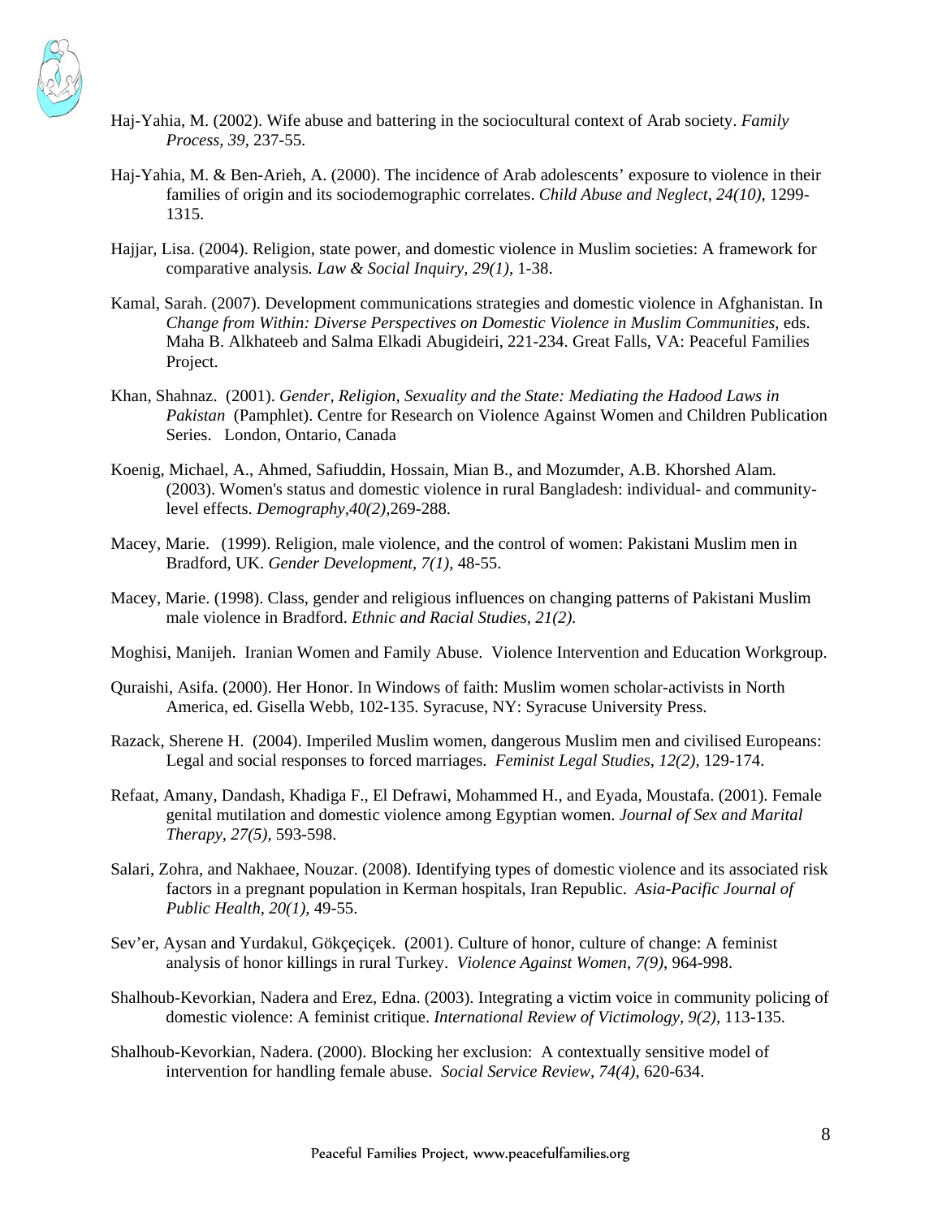Haj-Yahia, M. (2002). Wife abuse and battering in the sociocultural context of Arab society. *Family Process, 39,* 237-55.

Haj-Yahia, M. & Ben-Arieh, A. (2000). The incidence of Arab adolescents' exposure to violence in their families of origin and its sociodemographic correlates. *Child Abuse and Neglect, 24(10),* 1299-1315.

Hajjar, Lisa. (2004). Religion, state power, and domestic violence in Muslim societies: A framework for comparative analysis. *Law & Social Inquiry, 29(1),* 1-38.

Kamal, Sarah. (2007). Development communications strategies and domestic violence in Afghanistan. In *Change from Within: Diverse Perspectives on Domestic Violence in Muslim Communities*, eds. Maha B. Alkhateeb and Salma Elkadi Abugideiri, 221-234. Great Falls, VA: Peaceful Families Project.

Khan, Shahnaz. (2001). *Gender, Religion, Sexuality and the State: Mediating the Hadood Laws in Pakistan* (Pamphlet). Centre for Research on Violence Against Women and Children Publication Series. London, Ontario, Canada

Koenig, Michael, A., Ahmed, Safiuddin, Hossain, Mian B., and Mozumder, A.B. Khorshed Alam. (2003). Women's status and domestic violence in rural Bangladesh: individual- and community-level effects. *Demography,40(2),*269-288.

Macey, Marie. (1999). Religion, male violence, and the control of women: Pakistani Muslim men in Bradford, UK. *Gender Development, 7(1),* 48-55.

Macey, Marie. (1998). Class, gender and religious influences on changing patterns of Pakistani Muslim male violence in Bradford. *Ethnic and Racial Studies, 21(2).*

Moghisi, Manijeh. Iranian Women and Family Abuse. Violence Intervention and Education Workgroup.

Quraishi, Asifa. (2000). Her Honor. In Windows of faith: Muslim women scholar-activists in North America, ed. Gisella Webb, 102-135. Syracuse, NY: Syracuse University Press.

Razack, Sherene H. (2004). Imperiled Muslim women, dangerous Muslim men and civilised Europeans: Legal and social responses to forced marriages. *Feminist Legal Studies*, *12(2),* 129-174.

Refaat, Amany, Dandash, Khadiga F., El Defrawi, Mohammed H., and Eyada, Moustafa. (2001). Female genital mutilation and domestic violence among Egyptian women. *Journal of Sex and Marital Therapy, 27(5),* 593-598.

Salari, Zohra, and Nakhaee, Nouzar. (2008). Identifying types of domestic violence and its associated risk factors in a pregnant population in Kerman hospitals, Iran Republic. *Asia-Pacific Journal of Public Health, 20(1),* 49-55.

Sev'er, Aysan and Yurdakul, Gökçeçiçek. (2001). Culture of honor, culture of change: A feminist analysis of honor killings in rural Turkey. *Violence Against Women, 7(9)*, 964-998.

Shalhoub-Kevorkian, Nadera and Erez, Edna. (2003). Integrating a victim voice in community policing of domestic violence: A feminist critique. *International Review of Victimology, 9(2)*, 113-135.

Shalhoub-Kevorkian, Nadera. (2000). Blocking her exclusion: A contextually sensitive model of intervention for handling female abuse. *Social Service Review, 74(4)*, 620-634.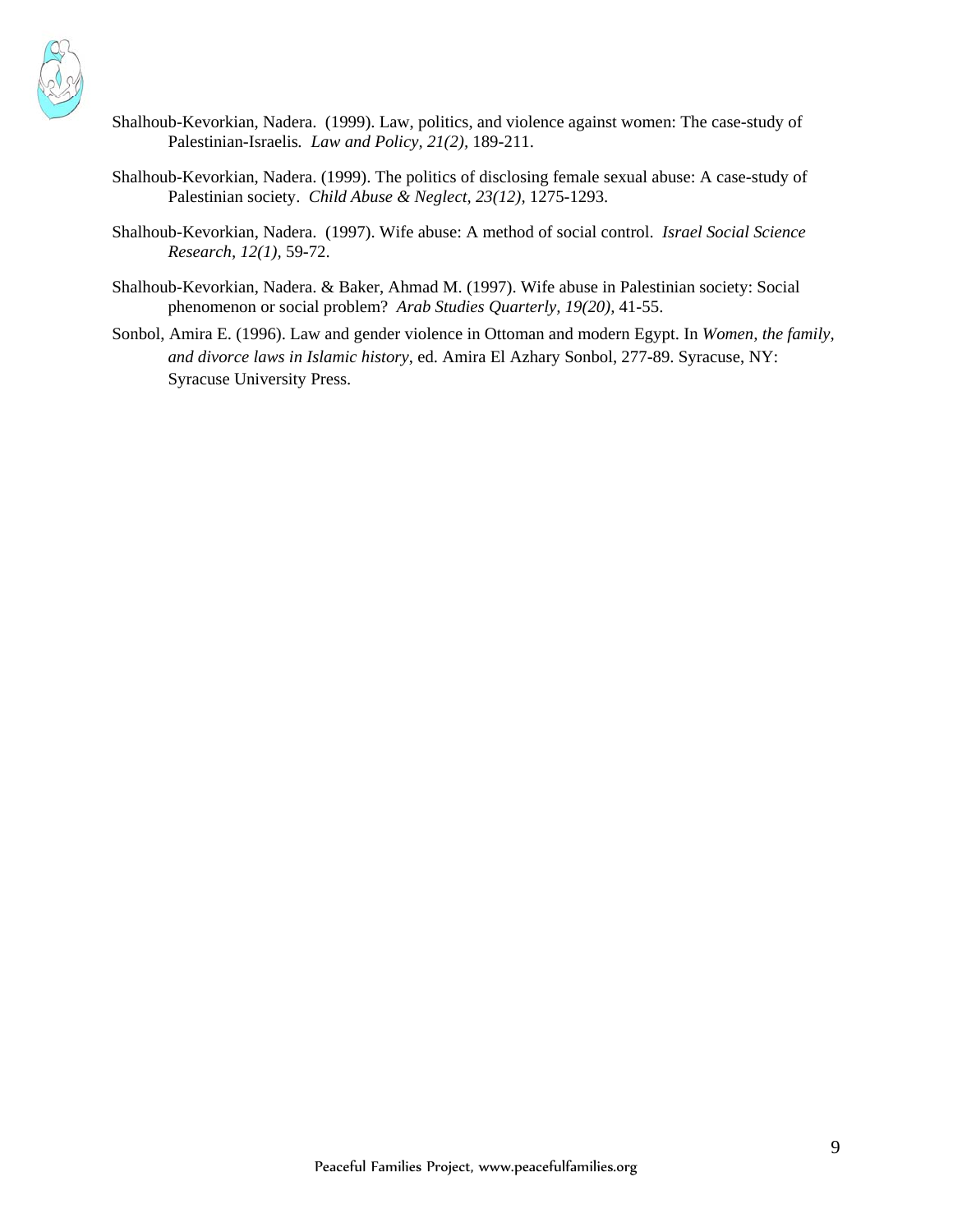Shalhoub-Kevorkian, Nadera. (1999). Law, politics, and violence against women: The case-study of Palestinian-Israelis. *Law and Policy, 21(2),* 189-211.

Shalhoub-Kevorkian, Nadera. (1999). The politics of disclosing female sexual abuse: A case-study of Palestinian society. *Child Abuse & Neglect, 23(12),* 1275-1293.

Shalhoub-Kevorkian, Nadera. (1997). Wife abuse: A method of social control. *Israel Social Science Research, 12(1),* 59-72.

Shalhoub-Kevorkian, Nadera. & Baker, Ahmad M. (1997). Wife abuse in Palestinian society: Social phenomenon or social problem? *Arab Studies Quarterly, 19(20),* 41-55.

Sonbol, Amira E. (1996). Law and gender violence in Ottoman and modern Egypt. In *Women, the family, and divorce laws in Islamic history*, ed. Amira El Azhary Sonbol, 277-89. Syracuse, NY: Syracuse University Press.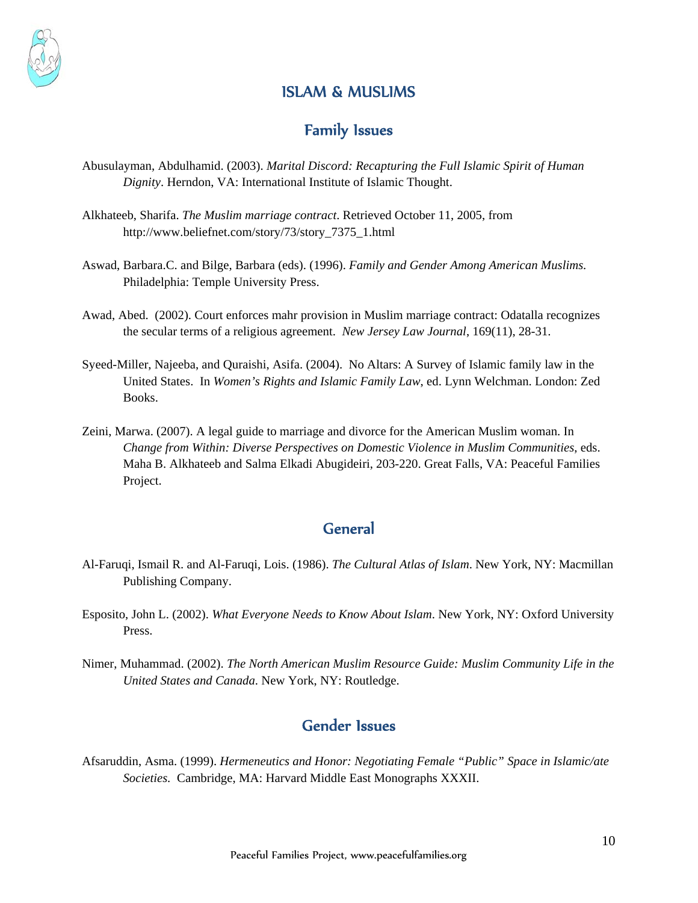# ISLAM & MUSLIMS

## Family Issues

Abusulayman, Abdulhamid. (2003). *Marital Discord: Recapturing the Full Islamic Spirit of Human Dignity*. Herndon, VA: International Institute of Islamic Thought.

Alkhateeb, Sharifa. *The Muslim marriage contract*. Retrieved October 11, 2005, from http://www.beliefnet.com/story/73/story_7375_1.html

Aswad, Barbara.C. and Bilge, Barbara (eds). (1996). *Family and Gender Among American Muslims.* Philadelphia: Temple University Press.

Awad, Abed. (2002). Court enforces mahr provision in Muslim marriage contract: Odatalla recognizes the secular terms of a religious agreement. *New Jersey Law Journal*, 169(11), 28-31.

Syeed-Miller, Najeeba, and Quraishi, Asifa. (2004). No Altars: A Survey of Islamic family law in the United States. In *Women's Rights and Islamic Family Law,* ed. Lynn Welchman. London: Zed Books.

Zeini, Marwa. (2007). A legal guide to marriage and divorce for the American Muslim woman. In *Change from Within: Diverse Perspectives on Domestic Violence in Muslim Communities*, eds. Maha B. Alkhateeb and Salma Elkadi Abugideiri, 203-220. Great Falls, VA: Peaceful Families Project.

## General

Al-Faruqi, Ismail R. and Al-Faruqi, Lois. (1986). *The Cultural Atlas of Islam*. New York, NY: Macmillan Publishing Company.

Esposito, John L. (2002). *What Everyone Needs to Know About Islam*. New York, NY: Oxford University Press.

Nimer, Muhammad. (2002). *The North American Muslim Resource Guide: Muslim Community Life in the United States and Canada*. New York, NY: Routledge.

## Gender Issues

Afsaruddin, Asma. (1999). *Hermeneutics and Honor: Negotiating Female "Public" Space in Islamic/ate Societies.* Cambridge, MA: Harvard Middle East Monographs XXXII.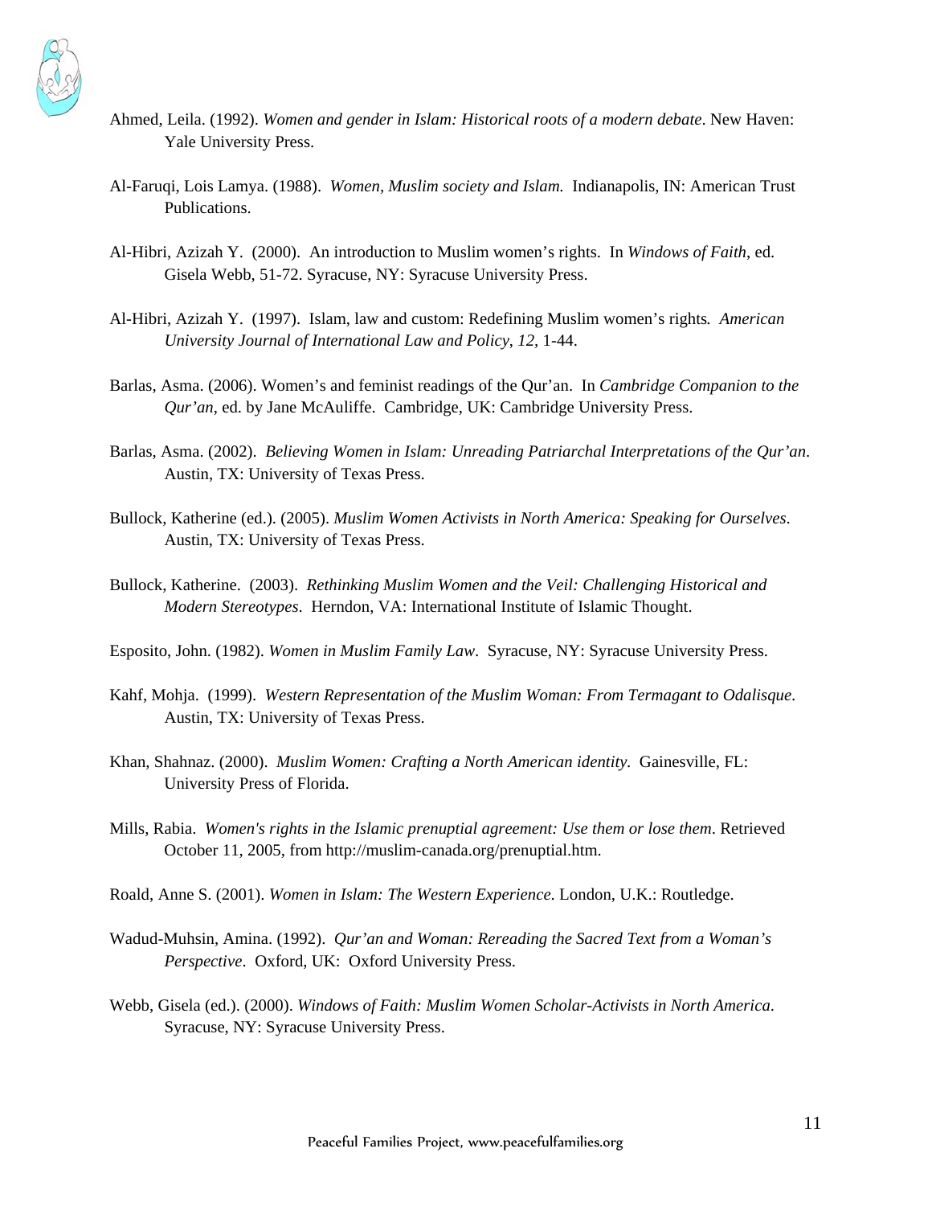Ahmed, Leila. (1992). *Women and gender in Islam: Historical roots of a modern debate*. New Haven: Yale University Press.

Al-Faruqi, Lois Lamya. (1988). *Women, Muslim society and Islam.* Indianapolis, IN: American Trust Publications.

Al-Hibri, Azizah Y. (2000). An introduction to Muslim women's rights. In *Windows of Faith*, ed. Gisela Webb, 51-72. Syracuse, NY: Syracuse University Press.

Al-Hibri, Azizah Y. (1997). Islam, law and custom: Redefining Muslim women's rights*. American University Journal of International Law and Policy*, *12*, 1-44.

Barlas, Asma. (2006). Women's and feminist readings of the Qur'an. In *Cambridge Companion to the Qur'an*, ed. by Jane McAuliffe. Cambridge, UK: Cambridge University Press.

Barlas, Asma. (2002). *Believing Women in Islam: Unreading Patriarchal Interpretations of the Qur'an*. Austin, TX: University of Texas Press.

Bullock, Katherine (ed.). (2005). *Muslim Women Activists in North America: Speaking for Ourselves*. Austin, TX: University of Texas Press.

Bullock, Katherine. (2003). *Rethinking Muslim Women and the Veil: Challenging Historical and Modern Stereotypes*. Herndon, VA: International Institute of Islamic Thought.

Esposito, John. (1982). *Women in Muslim Family Law*. Syracuse, NY: Syracuse University Press.

Kahf, Mohja. (1999). *Western Representation of the Muslim Woman: From Termagant to Odalisque*. Austin, TX: University of Texas Press.

Khan, Shahnaz. (2000). *Muslim Women: Crafting a North American identity.* Gainesville, FL: University Press of Florida.

Mills, Rabia. *Women's rights in the Islamic prenuptial agreement: Use them or lose them*. Retrieved October 11, 2005, from http://muslim-canada.org/prenuptial.htm.

Roald, Anne S. (2001). *Women in Islam: The Western Experience*. London, U.K.: Routledge.

Wadud-Muhsin, Amina. (1992). *Qur'an and Woman: Rereading the Sacred Text from a Woman's Perspective*. Oxford, UK: Oxford University Press.

Webb, Gisela (ed.). (2000). *Windows of Faith: Muslim Women Scholar-Activists in North America*. Syracuse, NY: Syracuse University Press.